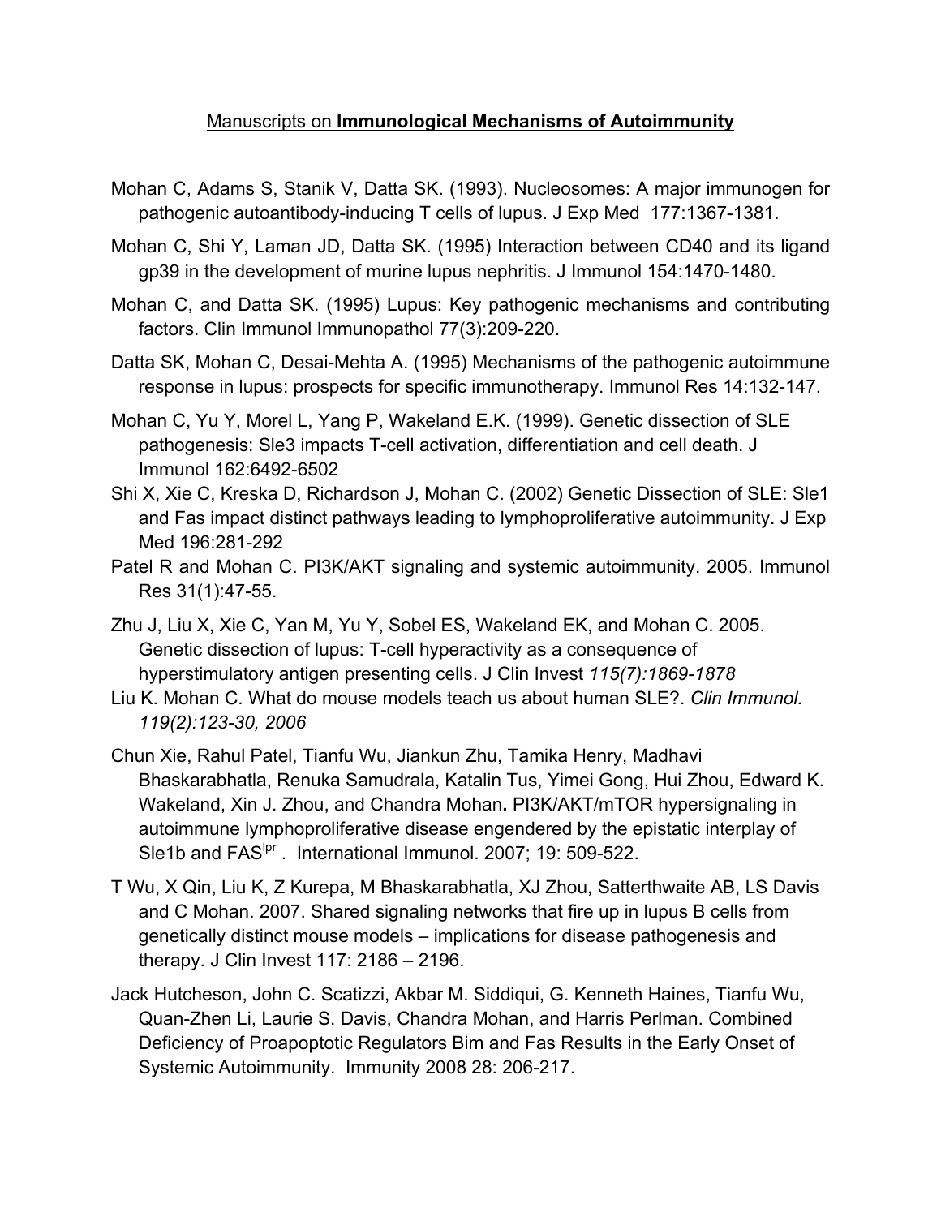Manuscripts on **Immunological Mechanisms of Autoimmunity**

Mohan C, Adams S, Stanik V, Datta SK. (1993). Nucleosomes: A major immunogen for pathogenic autoantibody-inducing T cells of lupus. J Exp Med 177:1367-1381.

Mohan C, Shi Y, Laman JD, Datta SK. (1995) Interaction between CD40 and its ligand gp39 in the development of murine lupus nephritis. J Immunol 154:1470-1480.

Mohan C, and Datta SK. (1995) Lupus: Key pathogenic mechanisms and contributing factors. Clin Immunol Immunopathol 77(3):209-220.

Datta SK, Mohan C, Desai-Mehta A. (1995) Mechanisms of the pathogenic autoimmune response in lupus: prospects for specific immunotherapy. Immunol Res 14:132-147.

Mohan C, Yu Y, Morel L, Yang P, Wakeland E.K. (1999). Genetic dissection of SLE pathogenesis: Sle3 impacts T-cell activation, differentiation and cell death. J Immunol 162:6492-6502

Shi X, Xie C, Kreska D, Richardson J, Mohan C. (2002) Genetic Dissection of SLE: Sle1 and Fas impact distinct pathways leading to lymphoproliferative autoimmunity. J Exp Med 196:281-292

Patel R and Mohan C. PI3K/AKT signaling and systemic autoimmunity. 2005. Immunol Res 31(1):47-55.

Zhu J, Liu X, Xie C, Yan M, Yu Y, Sobel ES, Wakeland EK, and Mohan C. 2005. Genetic dissection of lupus: T-cell hyperactivity as a consequence of hyperstimulatory antigen presenting cells. J Clin Invest *115(7):1869-1878*

Liu K. Mohan C. What do mouse models teach us about human SLE?. *Clin Immunol. 119(2):123-30, 2006*

Chun Xie, Rahul Patel, Tianfu Wu, Jiankun Zhu, Tamika Henry, Madhavi Bhaskarabhatla, Renuka Samudrala, Katalin Tus, Yimei Gong, Hui Zhou, Edward K. Wakeland, Xin J. Zhou, and Chandra Mohan**.** PI3K/AKT/mTOR hypersignaling in autoimmune lymphoproliferative disease engendered by the epistatic interplay of Sle1b and $FAS^{lpr}$ . International Immunol. 2007; 19: 509-522.

T Wu, X Qin, Liu K, Z Kurepa, M Bhaskarabhatla, XJ Zhou, Satterthwaite AB, LS Davis and C Mohan. 2007. Shared signaling networks that fire up in lupus B cells from genetically distinct mouse models – implications for disease pathogenesis and therapy. J Clin Invest 117: 2186 – 2196.

Jack Hutcheson, John C. Scatizzi, Akbar M. Siddiqui, G. Kenneth Haines, Tianfu Wu, Quan-Zhen Li, Laurie S. Davis, Chandra Mohan, and Harris Perlman. Combined Deficiency of Proapoptotic Regulators Bim and Fas Results in the Early Onset of Systemic Autoimmunity. Immunity 2008 28: 206-217.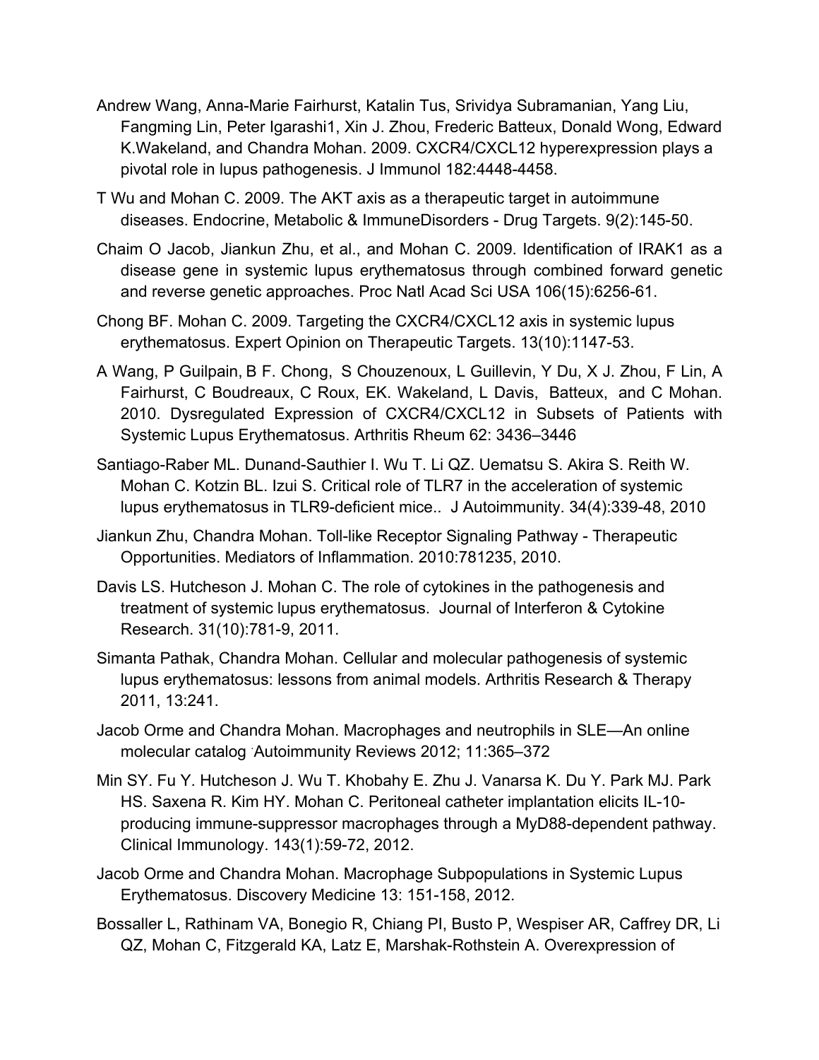Andrew Wang, Anna-Marie Fairhurst, Katalin Tus, Srividya Subramanian, Yang Liu, Fangming Lin, Peter Igarashi1, Xin J. Zhou, Frederic Batteux, Donald Wong, Edward K.Wakeland, and Chandra Mohan. 2009. CXCR4/CXCL12 hyperexpression plays a pivotal role in lupus pathogenesis. J Immunol 182:4448-4458.

T Wu and Mohan C. 2009. The AKT axis as a therapeutic target in autoimmune diseases. Endocrine, Metabolic & ImmuneDisorders - Drug Targets. 9(2):145-50.

Chaim O Jacob, Jiankun Zhu, et al., and Mohan C. 2009. Identification of IRAK1 as a disease gene in systemic lupus erythematosus through combined forward genetic and reverse genetic approaches. Proc Natl Acad Sci USA 106(15):6256-61.

Chong BF. Mohan C. 2009. Targeting the CXCR4/CXCL12 axis in systemic lupus erythematosus. Expert Opinion on Therapeutic Targets. 13(10):1147-53.

A Wang, P Guilpain, B F. Chong, S Chouzenoux, L Guillevin, Y Du, X J. Zhou, F Lin, A Fairhurst, C Boudreaux, C Roux, EK. Wakeland, L Davis, Batteux, and C Mohan. 2010. Dysregulated Expression of CXCR4/CXCL12 in Subsets of Patients with Systemic Lupus Erythematosus. Arthritis Rheum 62: 3436–3446

Santiago-Raber ML. Dunand-Sauthier I. Wu T. Li QZ. Uematsu S. Akira S. Reith W. Mohan C. Kotzin BL. Izui S. Critical role of TLR7 in the acceleration of systemic lupus erythematosus in TLR9-deficient mice.. J Autoimmunity. 34(4):339-48, 2010

Jiankun Zhu, Chandra Mohan. Toll-like Receptor Signaling Pathway - Therapeutic Opportunities. Mediators of Inflammation. 2010:781235, 2010.

Davis LS. Hutcheson J. Mohan C. The role of cytokines in the pathogenesis and treatment of systemic lupus erythematosus. Journal of Interferon & Cytokine Research. 31(10):781-9, 2011.

Simanta Pathak, Chandra Mohan. Cellular and molecular pathogenesis of systemic lupus erythematosus: lessons from animal models. Arthritis Research & Therapy 2011, 13:241.

Jacob Orme and Chandra Mohan. Macrophages and neutrophils in SLE—An online molecular catalog Autoimmunity Reviews 2012; 11:365–372

Min SY. Fu Y. Hutcheson J. Wu T. Khobahy E. Zhu J. Vanarsa K. Du Y. Park MJ. Park HS. Saxena R. Kim HY. Mohan C. Peritoneal catheter implantation elicits IL-10-producing immune-suppressor macrophages through a MyD88-dependent pathway. Clinical Immunology. 143(1):59-72, 2012.

Jacob Orme and Chandra Mohan. Macrophage Subpopulations in Systemic Lupus Erythematosus. Discovery Medicine 13: 151-158, 2012.

Bossaller L, Rathinam VA, Bonegio R, Chiang PI, Busto P, Wespiser AR, Caffrey DR, Li QZ, Mohan C, Fitzgerald KA, Latz E, Marshak-Rothstein A. Overexpression of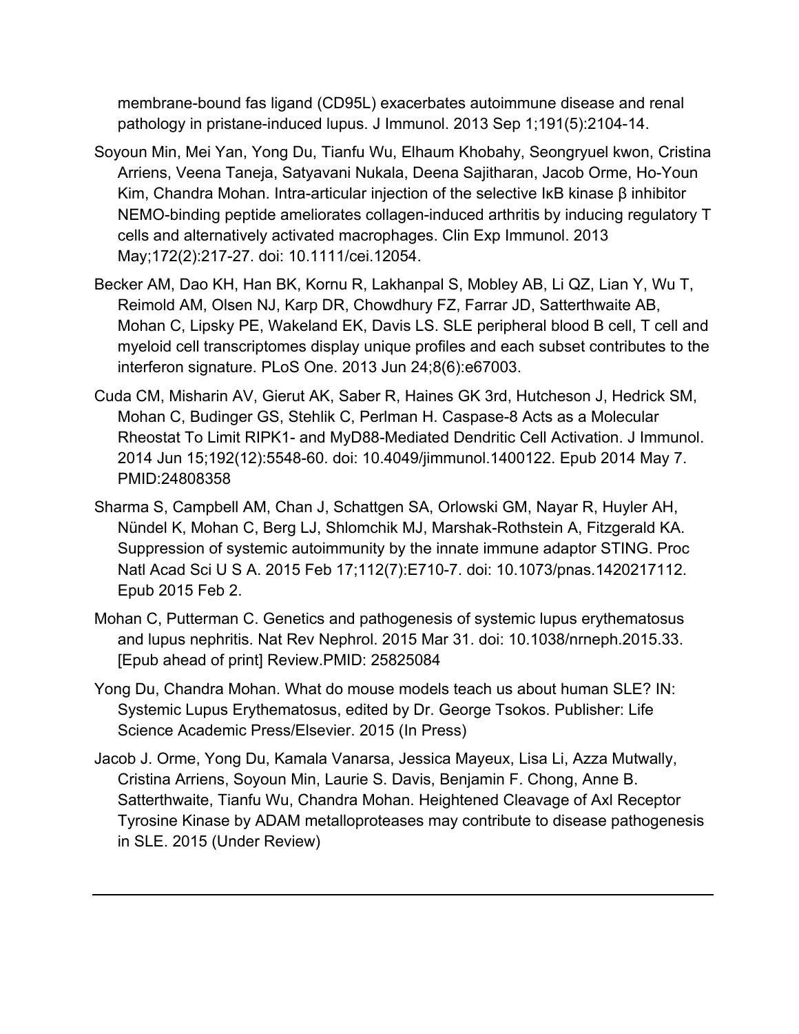membrane-bound fas ligand (CD95L) exacerbates autoimmune disease and renal pathology in pristane-induced lupus. J Immunol. 2013 Sep 1;191(5):2104-14.

Soyoun Min, Mei Yan, Yong Du, Tianfu Wu, Elhaum Khobahy, Seongryuel kwon, Cristina Arriens, Veena Taneja, Satyavani Nukala, Deena Sajitharan, Jacob Orme, Ho-Youn Kim, Chandra Mohan. Intra-articular injection of the selective IκB kinase β inhibitor NEMO-binding peptide ameliorates collagen-induced arthritis by inducing regulatory T cells and alternatively activated macrophages. Clin Exp Immunol. 2013 May;172(2):217-27. doi: 10.1111/cei.12054.

Becker AM, Dao KH, Han BK, Kornu R, Lakhanpal S, Mobley AB, Li QZ, Lian Y, Wu T, Reimold AM, Olsen NJ, Karp DR, Chowdhury FZ, Farrar JD, Satterthwaite AB, Mohan C, Lipsky PE, Wakeland EK, Davis LS. SLE peripheral blood B cell, T cell and myeloid cell transcriptomes display unique profiles and each subset contributes to the interferon signature. PLoS One. 2013 Jun 24;8(6):e67003.

Cuda CM, Misharin AV, Gierut AK, Saber R, Haines GK 3rd, Hutcheson J, Hedrick SM, Mohan C, Budinger GS, Stehlik C, Perlman H. Caspase-8 Acts as a Molecular Rheostat To Limit RIPK1- and MyD88-Mediated Dendritic Cell Activation. J Immunol. 2014 Jun 15;192(12):5548-60. doi: 10.4049/jimmunol.1400122. Epub 2014 May 7. PMID:24808358

Sharma S, Campbell AM, Chan J, Schattgen SA, Orlowski GM, Nayar R, Huyler AH, Nündel K, Mohan C, Berg LJ, Shlomchik MJ, Marshak-Rothstein A, Fitzgerald KA. Suppression of systemic autoimmunity by the innate immune adaptor STING. Proc Natl Acad Sci U S A. 2015 Feb 17;112(7):E710-7. doi: 10.1073/pnas.1420217112. Epub 2015 Feb 2.

Mohan C, Putterman C. Genetics and pathogenesis of systemic lupus erythematosus and lupus nephritis. Nat Rev Nephrol. 2015 Mar 31. doi: 10.1038/nrneph.2015.33. [Epub ahead of print] Review.PMID: 25825084

Yong Du, Chandra Mohan. What do mouse models teach us about human SLE? IN: Systemic Lupus Erythematosus, edited by Dr. George Tsokos. Publisher: Life Science Academic Press/Elsevier. 2015 (In Press)

Jacob J. Orme, Yong Du, Kamala Vanarsa, Jessica Mayeux, Lisa Li, Azza Mutwally, Cristina Arriens, Soyoun Min, Laurie S. Davis, Benjamin F. Chong, Anne B. Satterthwaite, Tianfu Wu, Chandra Mohan. Heightened Cleavage of Axl Receptor Tyrosine Kinase by ADAM metalloproteases may contribute to disease pathogenesis in SLE. 2015 (Under Review)